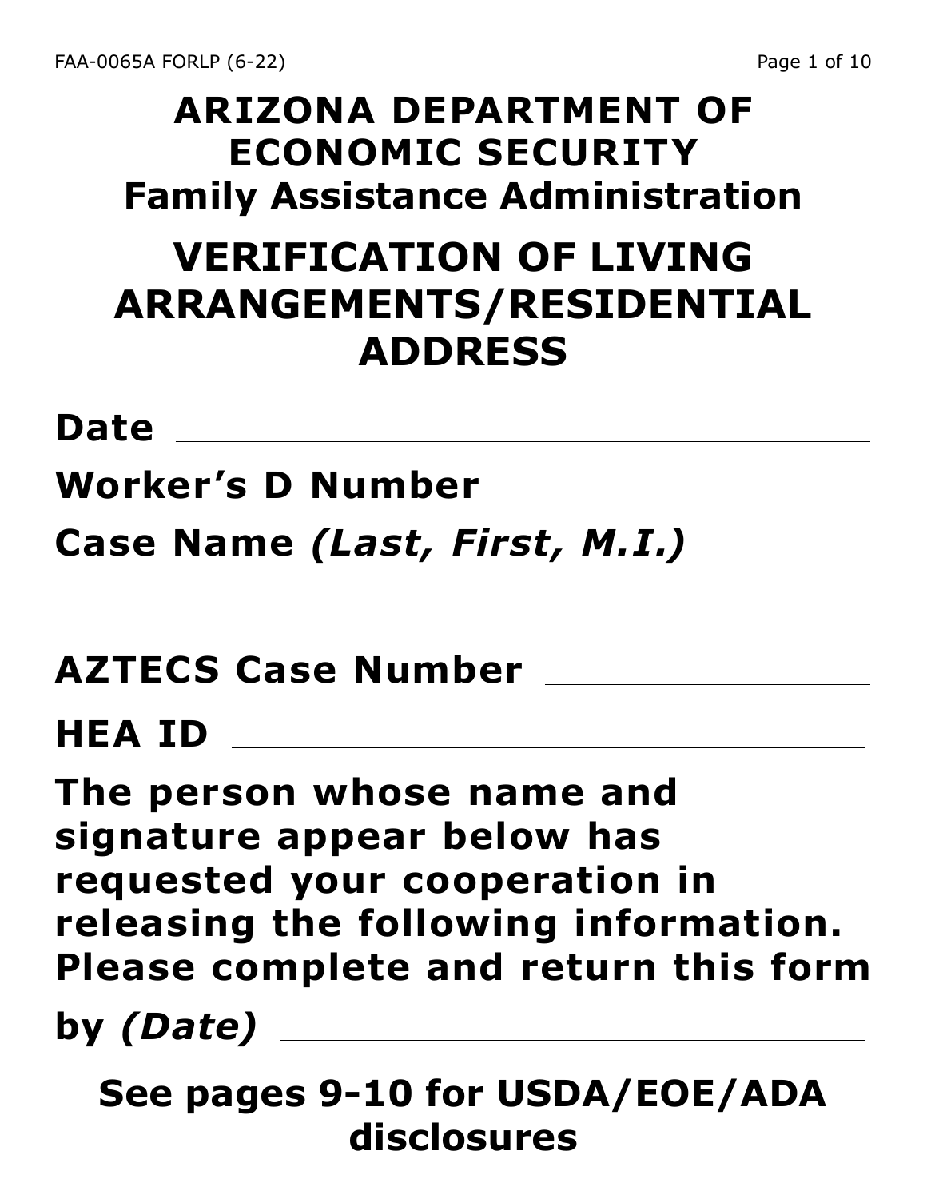# ARIZONA DEPARTMENT OF ECONOMIC SECURITY

## Family Assistance Administration

# VERIFICATION OF LIVING ARRANGEMENTS/RESIDENTIAL ADDRESS

**Date** \_\_\_\_\_\_\_\_\_\_\_\_\_\_\_\_\_\_\_\_\_\_\_\_\_\_\_\_

**Worker's D Number** \_\_\_\_\_\_\_\_\_\_\_\_\_\_\_\_\_\_\_\_

**Case Name** ***(Last, First, M.I.)***

\_\_\_\_\_\_\_\_\_\_\_\_\_\_\_\_\_\_\_\_\_\_\_\_\_\_\_\_\_\_\_\_\_\_\_\_\_\_\_\_

**AZTECS Case Number** \_\_\_\_\_\_\_\_\_\_\_\_\_\_\_\_\_\_\_\_

**HEA ID** \_\_\_\_\_\_\_\_\_\_\_\_\_\_\_\_\_\_\_\_\_\_\_\_\_\_\_\_

**The person whose name and signature appear below has requested your cooperation in releasing the following information. Please complete and return this form by** ***(Date)*** \_\_\_\_\_\_\_\_\_\_\_\_\_\_\_\_\_\_\_\_

**See pages 9-10 for USDA/EOE/ADA disclosures**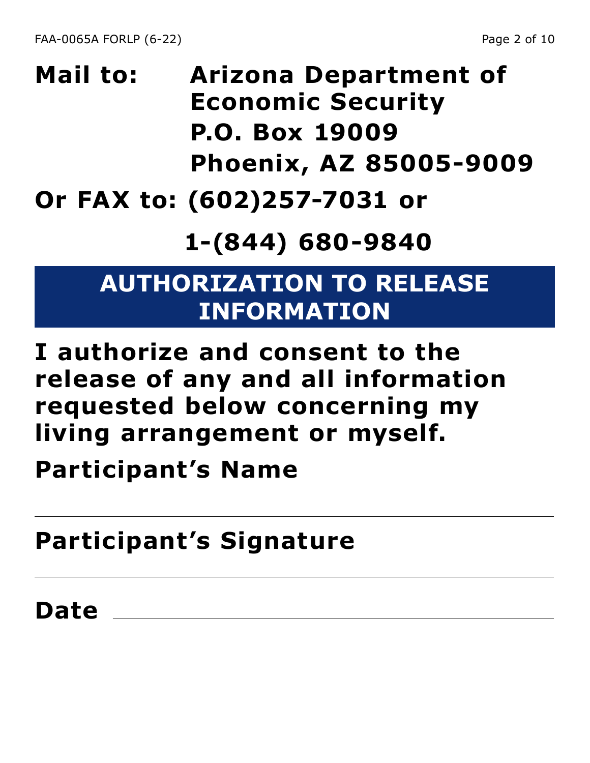**Mail to: Arizona Department of Economic Security**
**P.O. Box 19009**
**Phoenix, AZ 85005-9009**

**Or FAX to: (602)257-7031 or**

**1-(844) 680-9840**

## AUTHORIZATION TO RELEASE INFORMATION

**I authorize and consent to the release of any and all information requested below concerning my living arrangement or myself.**

**Participant's Name**

_______________________________________________

**Participant's Signature**

_______________________________________________

**Date** _______________________________________________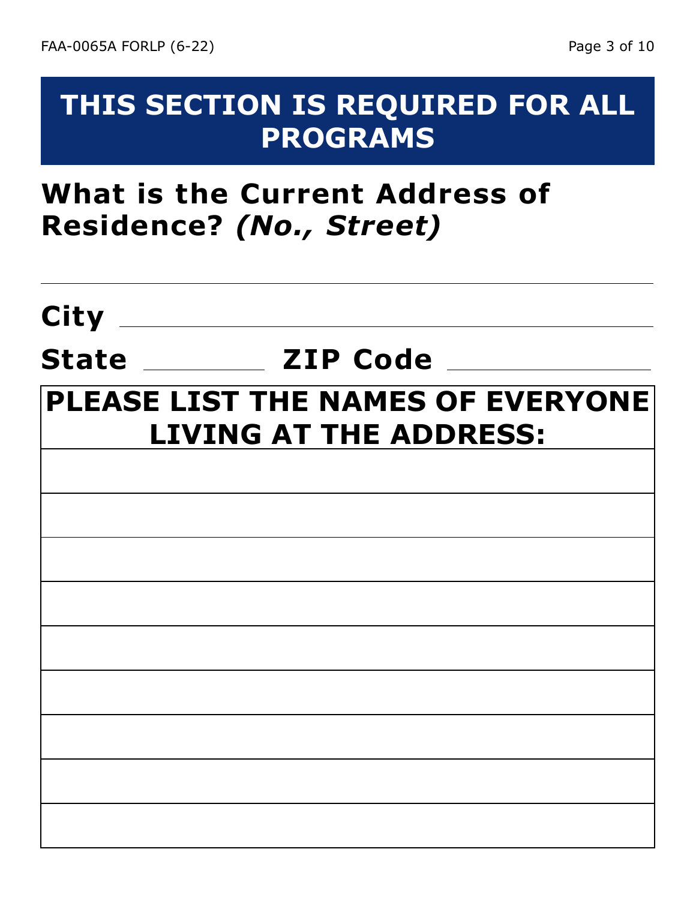# THIS SECTION IS REQUIRED FOR ALL PROGRAMS

## What is the Current Address of Residence? *(No., Street)*

\_\_\_\_\_\_\_\_\_\_\_\_\_\_\_\_\_\_\_\_\_\_\_\_\_\_\_\_\_\_\_\_\_\_\_\_\_\_\_\_\_\_\_\_\_\_\_\_

**City** \_\_\_\_\_\_\_\_\_\_\_\_\_\_\_\_\_\_\_\_\_\_\_\_\_\_\_\_\_\_\_\_\_\_\_\_\_\_\_\_

**State** \_\_\_\_\_\_\_\_\_\_ **ZIP Code** \_\_\_\_\_\_\_\_\_\_\_\_\_\_\_\_

| PLEASE LIST THE NAMES OF EVERYONE LIVING AT THE ADDRESS: |
|---|
| |
| |
| |
| |
| |
| |
| |
| |
| |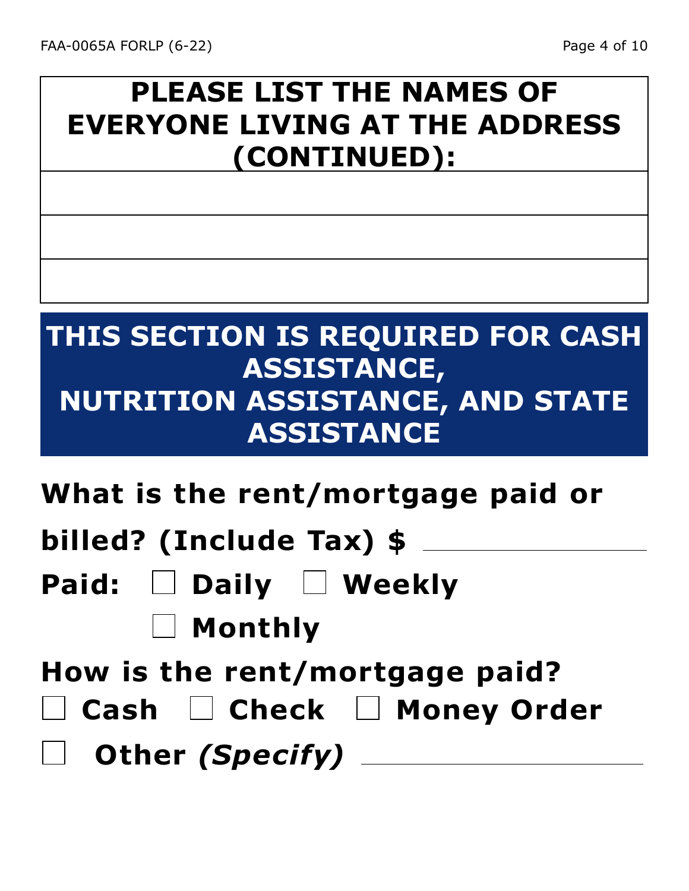## PLEASE LIST THE NAMES OF EVERYONE LIVING AT THE ADDRESS (CONTINUED):

| |
|---|
| |
| |
| |

## THIS SECTION IS REQUIRED FOR CASH ASSISTANCE, NUTRITION ASSISTANCE, AND STATE ASSISTANCE

**What is the rent/mortgage paid or billed? (Include Tax) $** ____________________

**Paid:** ☐ **Daily** ☐ **Weekly** ☐ **Monthly**

**How is the rent/mortgage paid?**

☐ **Cash** ☐ **Check** ☐ **Money Order**

☐ **Other *(Specify)*** ____________________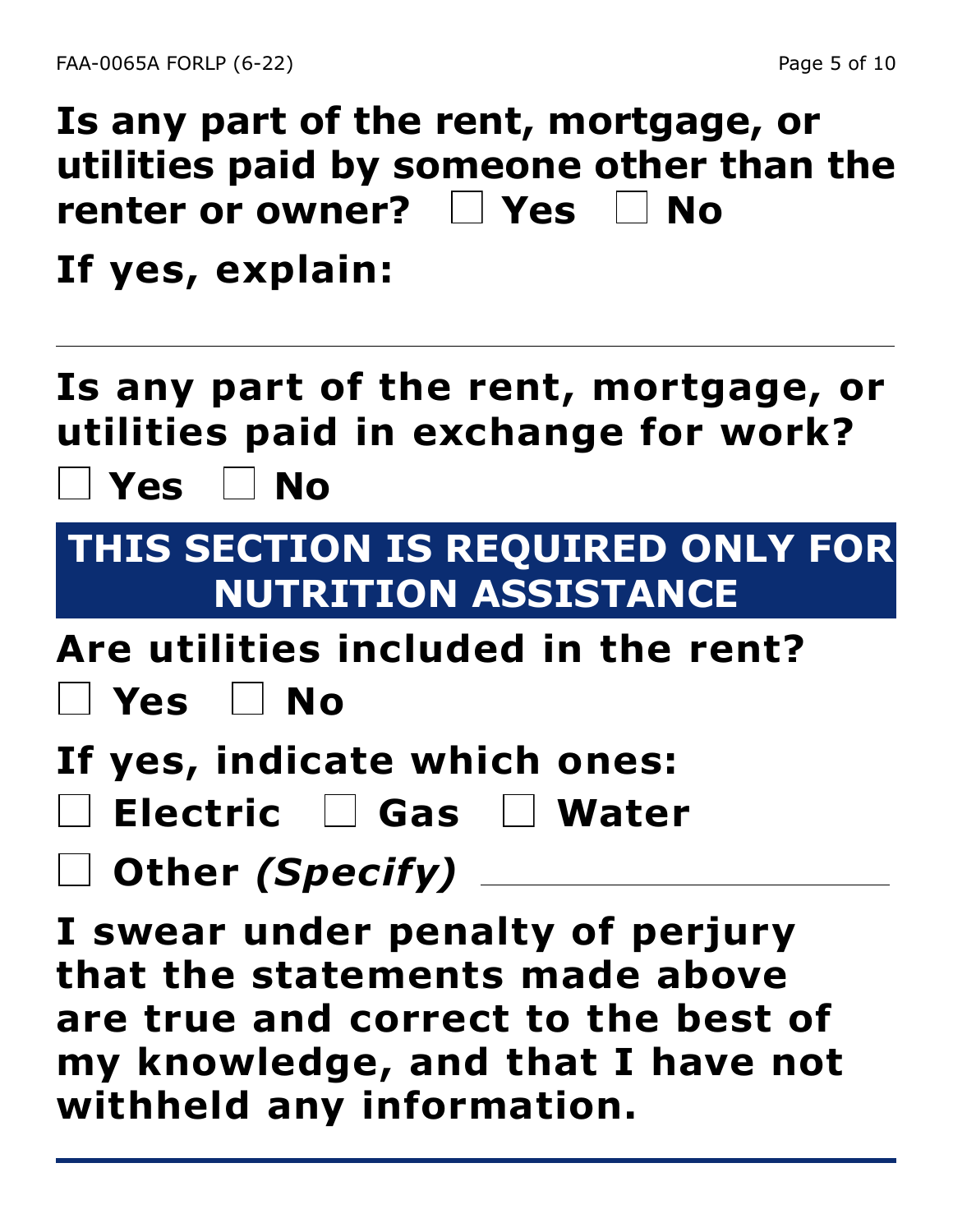**Is any part of the rent, mortgage, or utilities paid by someone other than the renter or owner?** ☐ **Yes** ☐ **No**

**If yes, explain:**

---

**Is any part of the rent, mortgage, or utilities paid in exchange for work?**

☐ **Yes** ☐ **No**

## THIS SECTION IS REQUIRED ONLY FOR NUTRITION ASSISTANCE

**Are utilities included in the rent?**

☐ **Yes** ☐ **No**

**If yes, indicate which ones:**

☐ **Electric** ☐ **Gas** ☐ **Water**

☐ **Other** ***(Specify)*** ______________________

**I swear under penalty of perjury that the statements made above are true and correct to the best of my knowledge, and that I have not withheld any information.**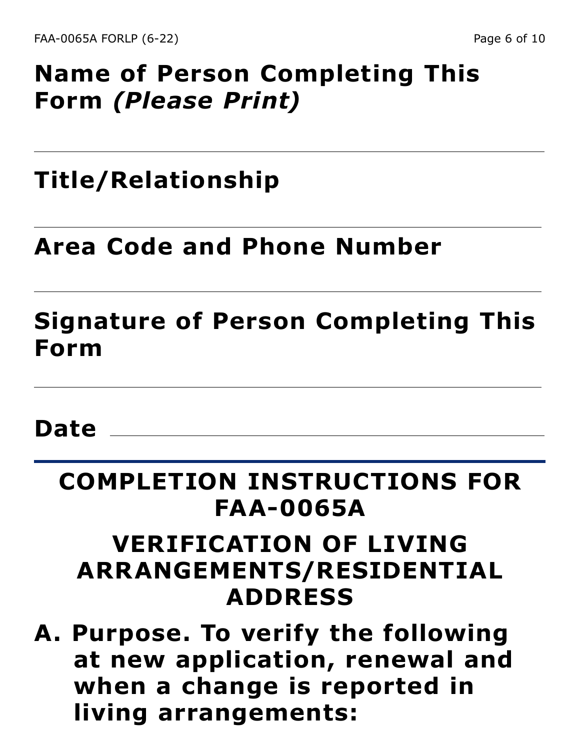**Name of Person Completing This Form *(Please Print)***

\_\_\_\_\_\_\_\_\_\_\_\_\_\_\_\_\_\_\_\_\_\_\_\_\_\_\_\_\_\_\_\_\_\_\_\_\_\_\_\_

**Title/Relationship**

\_\_\_\_\_\_\_\_\_\_\_\_\_\_\_\_\_\_\_\_\_\_\_\_\_\_\_\_\_\_\_\_\_\_\_\_\_\_\_\_

**Area Code and Phone Number**

\_\_\_\_\_\_\_\_\_\_\_\_\_\_\_\_\_\_\_\_\_\_\_\_\_\_\_\_\_\_\_\_\_\_\_\_\_\_\_\_

**Signature of Person Completing This Form**

\_\_\_\_\_\_\_\_\_\_\_\_\_\_\_\_\_\_\_\_\_\_\_\_\_\_\_\_\_\_\_\_\_\_\_\_\_\_\_\_

**Date** \_\_\_\_\_\_\_\_\_\_\_\_\_\_\_\_\_\_\_\_\_\_\_\_\_\_\_\_\_\_\_\_\_\_\_\_

---

# COMPLETION INSTRUCTIONS FOR FAA-0065A

# VERIFICATION OF LIVING ARRANGEMENTS/RESIDENTIAL ADDRESS

## A. Purpose. To verify the following at new application, renewal and when a change is reported in living arrangements: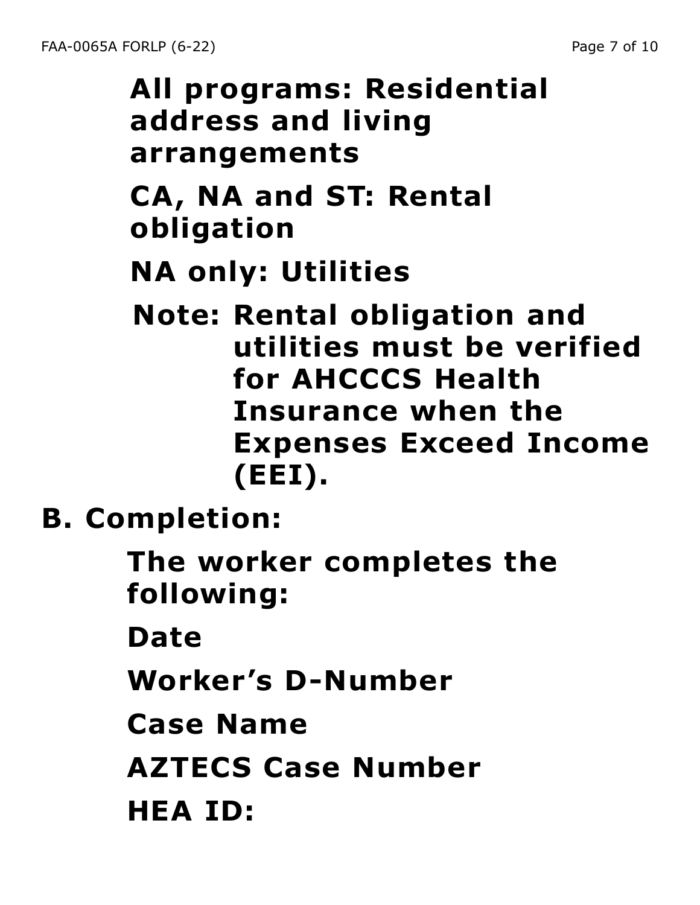**All programs: Residential address and living arrangements**

**CA, NA and ST: Rental obligation**

**NA only: Utilities**

**Note: Rental obligation and utilities must be verified for AHCCCS Health Insurance when the Expenses Exceed Income (EEI).**

**B. Completion:**

**The worker completes the following:**

**Date**

**Worker's D-Number**

**Case Name**

**AZTECS Case Number**

**HEA ID:**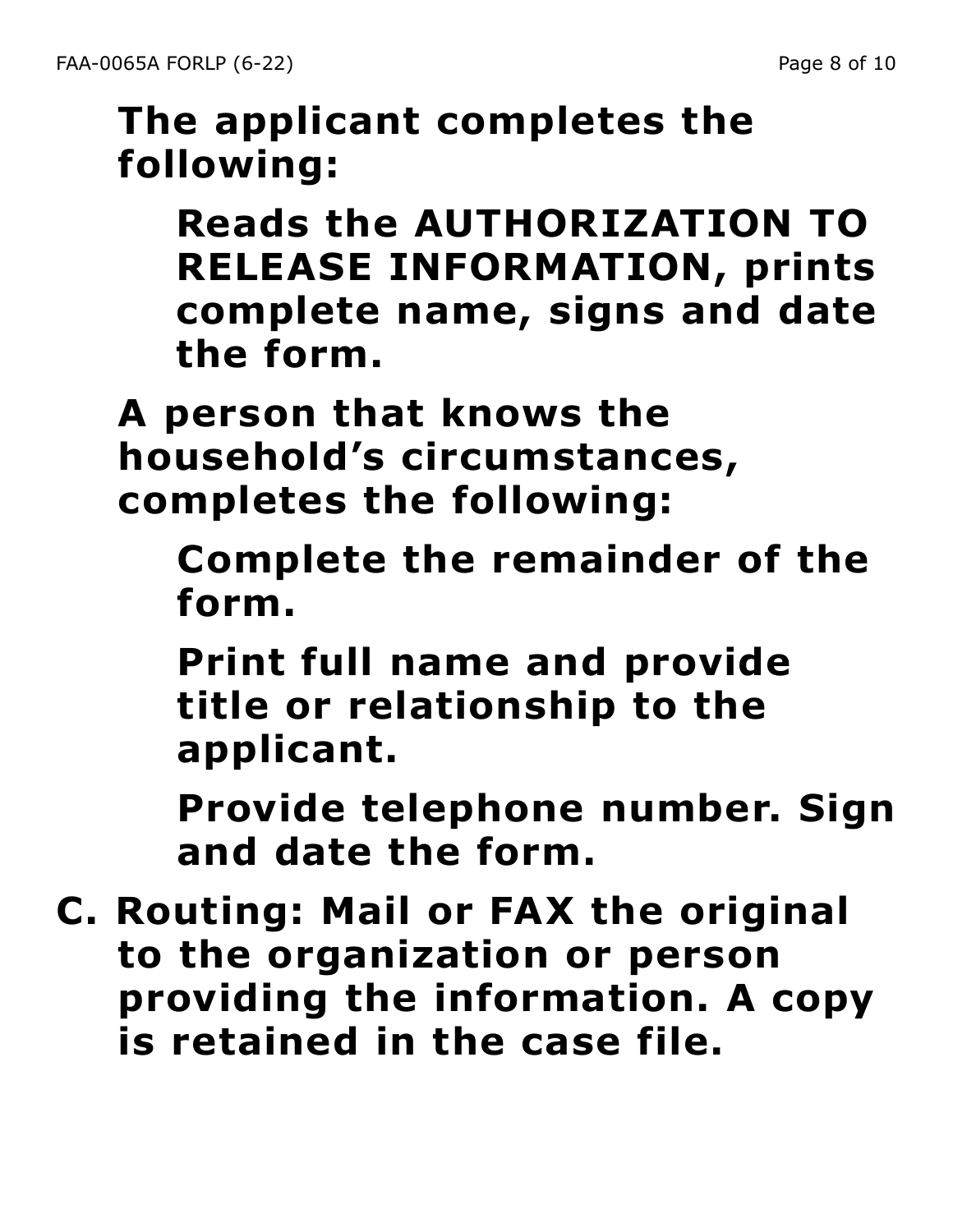**The applicant completes the following:**

> **Reads the AUTHORIZATION TO RELEASE INFORMATION, prints complete name, signs and date the form.**

**A person that knows the household's circumstances, completes the following:**

> **Complete the remainder of the form.**
>
> **Print full name and provide title or relationship to the applicant.**
>
> **Provide telephone number. Sign and date the form.**

**C. Routing: Mail or FAX the original to the organization or person providing the information. A copy is retained in the case file.**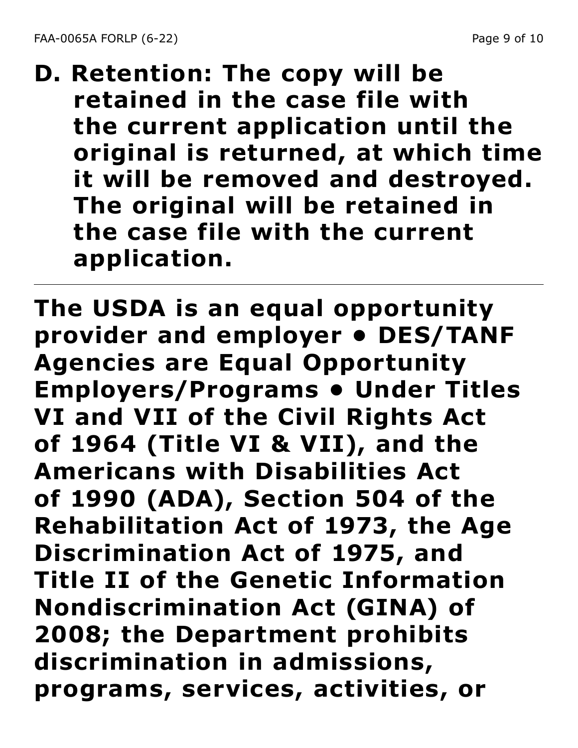**D. Retention: The copy will be retained in the case file with the current application until the original is returned, at which time it will be removed and destroyed. The original will be retained in the case file with the current application.**

---

**The USDA is an equal opportunity provider and employer • DES/TANF Agencies are Equal Opportunity Employers/Programs • Under Titles VI and VII of the Civil Rights Act of 1964 (Title VI & VII), and the Americans with Disabilities Act of 1990 (ADA), Section 504 of the Rehabilitation Act of 1973, the Age Discrimination Act of 1975, and Title II of the Genetic Information Nondiscrimination Act (GINA) of 2008; the Department prohibits discrimination in admissions, programs, services, activities, or**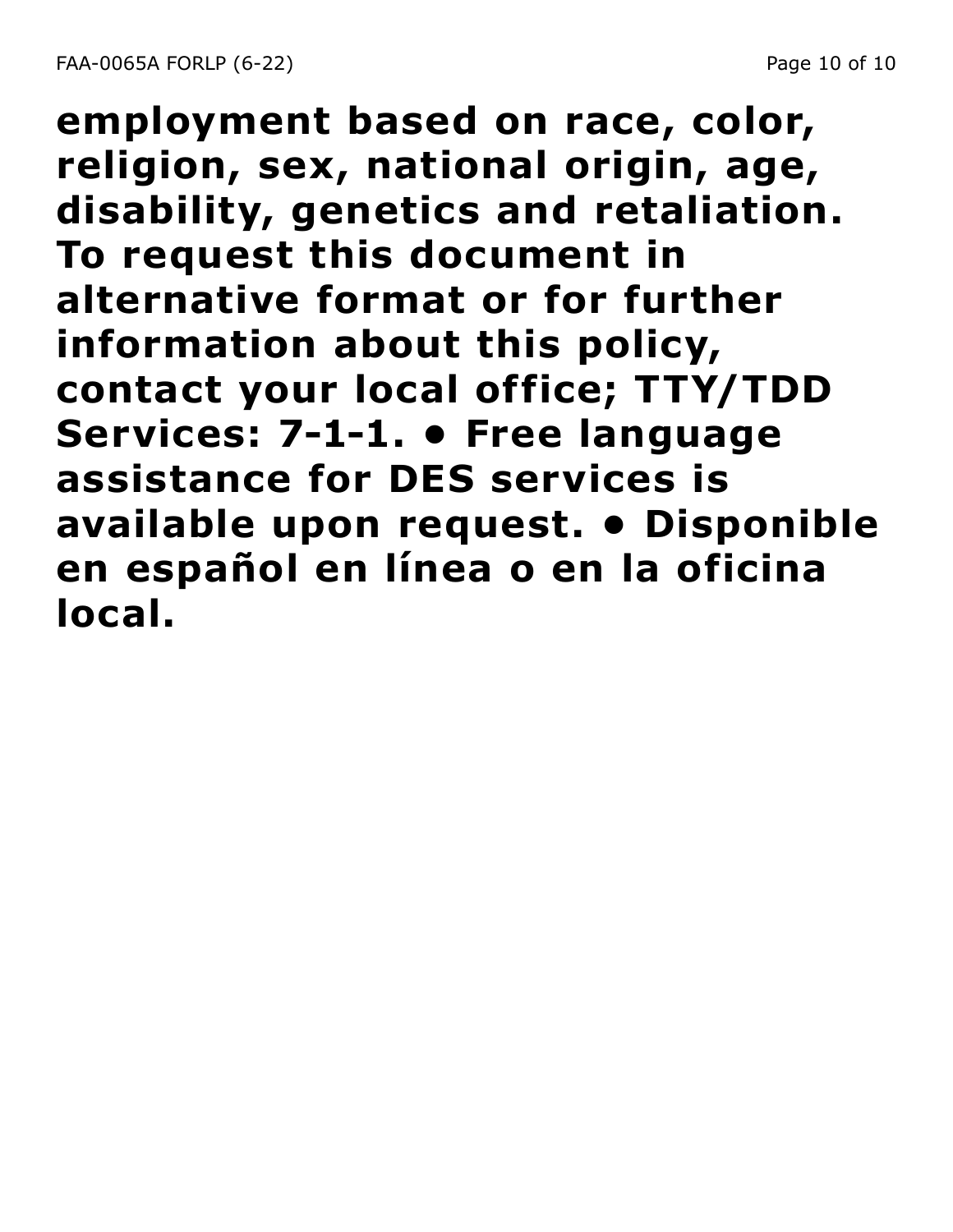**employment based on race, color, religion, sex, national origin, age, disability, genetics and retaliation. To request this document in alternative format or for further information about this policy, contact your local office; TTY/TDD Services: 7-1-1. • Free language assistance for DES services is available upon request. • Disponible en español en línea o en la oficina local.**